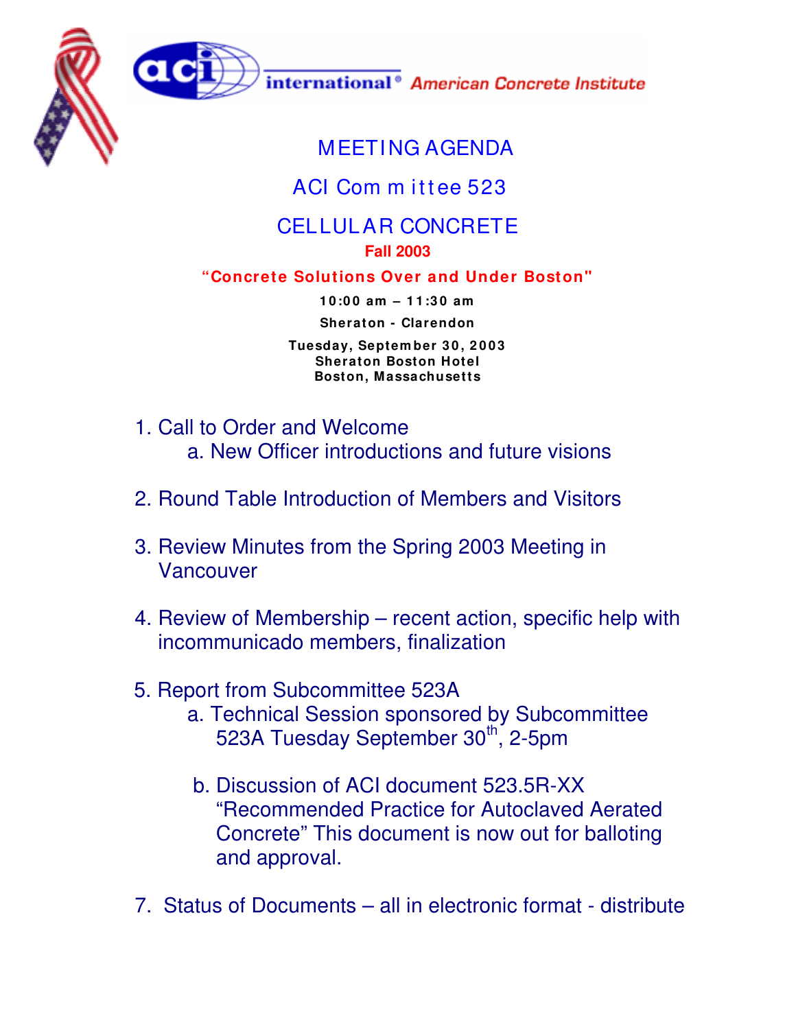aci international® American Concrete Institute

# MEETING AGENDA

## ACI Committee 523

## CELLULAR CONCRETE

**Fall 2003**

**"Concrete Solutions Over and Under Boston"**

**10:00 am – 11:30 am**

**Sheraton - Clarendon**

**Tuesday, September 30, 2003**
**Sheraton Boston Hotel**
**Boston, Massachusetts**

1. Call to Order and Welcome
    a. New Officer introductions and future visions

2. Round Table Introduction of Members and Visitors

3. Review Minutes from the Spring 2003 Meeting in Vancouver

4. Review of Membership – recent action, specific help with incommunicado members, finalization

5. Report from Subcommittee 523A
    a. Technical Session sponsored by Subcommittee 523A Tuesday September 30th, 2-5pm

    b. Discussion of ACI document 523.5R-XX "Recommended Practice for Autoclaved Aerated Concrete" This document is now out for balloting and approval.

7. Status of Documents – all in electronic format - distribute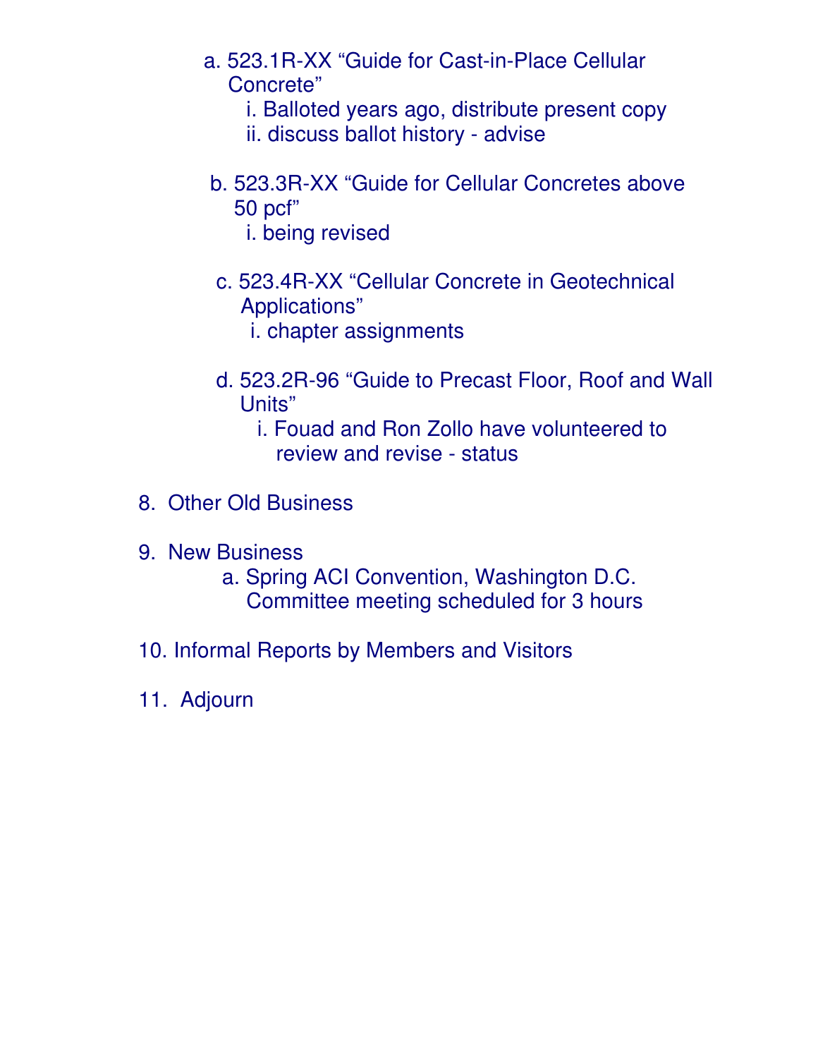a. 523.1R-XX "Guide for Cast-in-Place Cellular Concrete"
    i. Balloted years ago, distribute present copy
    ii. discuss ballot history - advise

b. 523.3R-XX "Guide for Cellular Concretes above 50 pcf"
    i. being revised

c. 523.4R-XX "Cellular Concrete in Geotechnical Applications"
    i. chapter assignments

d. 523.2R-96 "Guide to Precast Floor, Roof and Wall Units"
    i. Fouad and Ron Zollo have volunteered to review and revise - status

8. Other Old Business

9. New Business
    a. Spring ACI Convention, Washington D.C. Committee meeting scheduled for 3 hours

10. Informal Reports by Members and Visitors

11. Adjourn